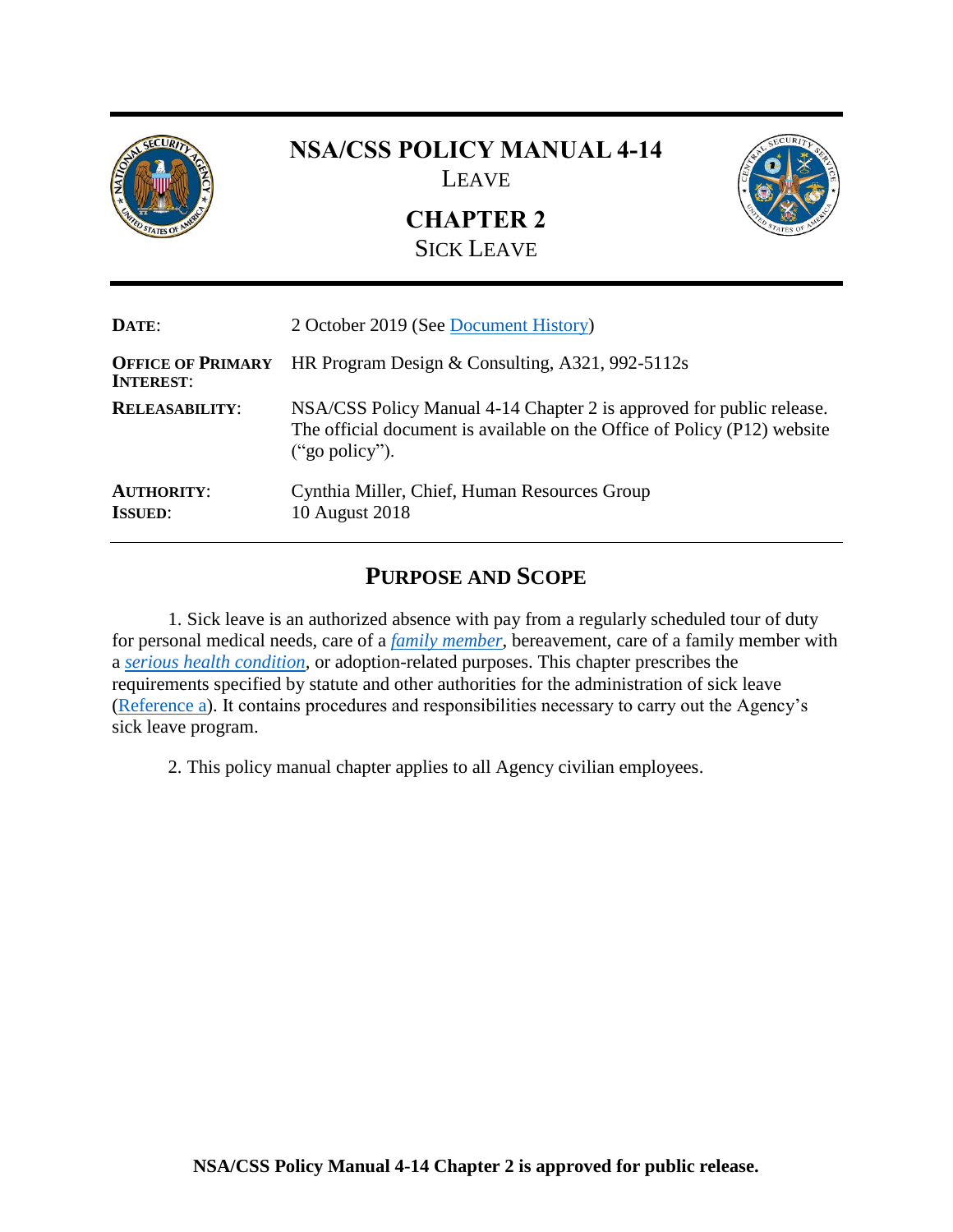# NSA/CSS POLICY MANUAL 4-14

LEAVE

## CHAPTER 2

SICK LEAVE

| | |
|---|---|
| **DATE**: | 2 October 2019 (See Document History) |
| **OFFICE OF PRIMARY INTEREST**: | HR Program Design & Consulting, A321, 992-5112s |
| **RELEASABILITY**: | NSA/CSS Policy Manual 4-14 Chapter 2 is approved for public release. The official document is available on the Office of Policy (P12) website ("go policy"). |
| **AUTHORITY**: | Cynthia Miller, Chief, Human Resources Group |
| **ISSUED**: | 10 August 2018 |

## PURPOSE AND SCOPE

1. Sick leave is an authorized absence with pay from a regularly scheduled tour of duty for personal medical needs, care of a *family member*, bereavement, care of a family member with a *serious health condition*, or adoption-related purposes. This chapter prescribes the requirements specified by statute and other authorities for the administration of sick leave (Reference a). It contains procedures and responsibilities necessary to carry out the Agency's sick leave program.

2. This policy manual chapter applies to all Agency civilian employees.

**NSA/CSS Policy Manual 4-14 Chapter 2 is approved for public release.**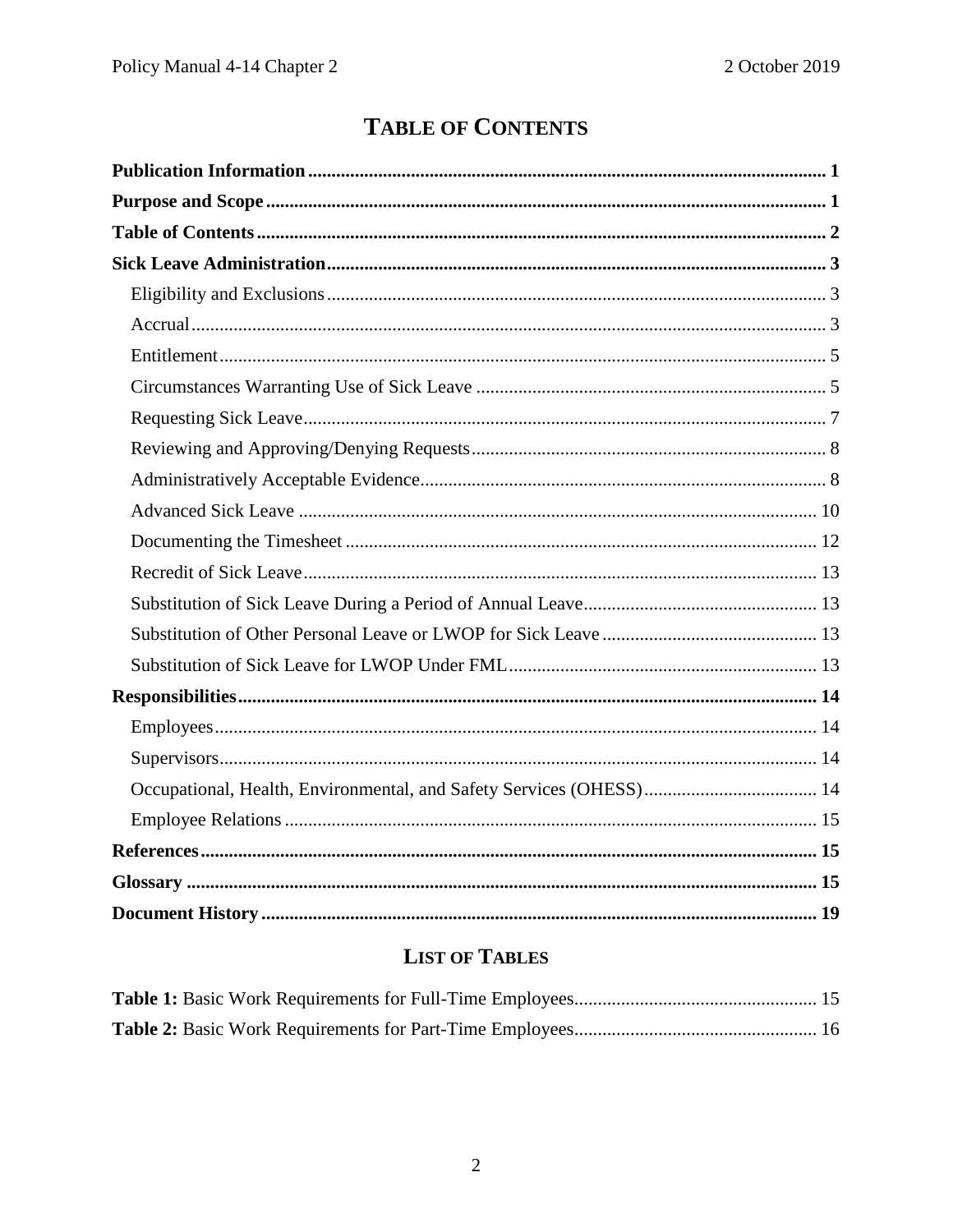# TABLE OF CONTENTS

**Publication Information** .......... **1**

**Purpose and Scope** .......... **1**

**Table of Contents** .......... **2**

**Sick Leave Administration** .......... **3**

- Eligibility and Exclusions .......... 3
- Accrual .......... 3
- Entitlement .......... 5
- Circumstances Warranting Use of Sick Leave .......... 5
- Requesting Sick Leave .......... 7
- Reviewing and Approving/Denying Requests .......... 8
- Administratively Acceptable Evidence .......... 8
- Advanced Sick Leave .......... 10
- Documenting the Timesheet .......... 12
- Recredit of Sick Leave .......... 13
- Substitution of Sick Leave During a Period of Annual Leave .......... 13
- Substitution of Other Personal Leave or LWOP for Sick Leave .......... 13
- Substitution of Sick Leave for LWOP Under FML .......... 13

**Responsibilities** .......... **14**

- Employees .......... 14
- Supervisors .......... 14
- Occupational, Health, Environmental, and Safety Services (OHESS) .......... 14
- Employee Relations .......... 15

**References** .......... **15**

**Glossary** .......... **15**

**Document History** .......... **19**

## LIST OF TABLES

**Table 1:** Basic Work Requirements for Full-Time Employees .......... 15

**Table 2:** Basic Work Requirements for Part-Time Employees .......... 16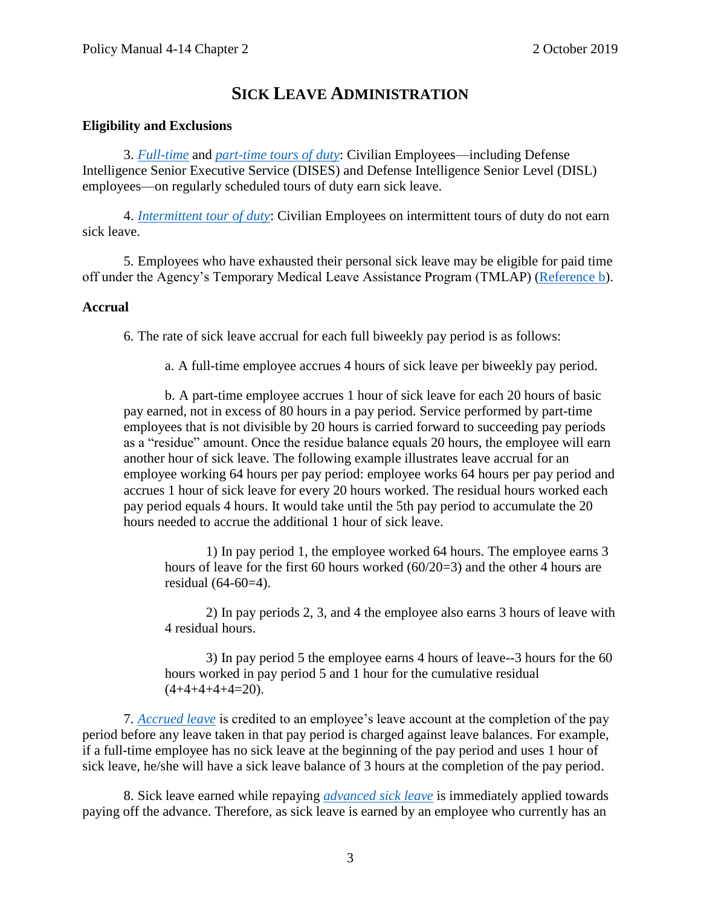# SICK LEAVE ADMINISTRATION

**Eligibility and Exclusions**

3. *Full-time* and *part-time tours of duty*: Civilian Employees—including Defense Intelligence Senior Executive Service (DISES) and Defense Intelligence Senior Level (DISL) employees—on regularly scheduled tours of duty earn sick leave.

4. *Intermittent tour of duty*: Civilian Employees on intermittent tours of duty do not earn sick leave.

5. Employees who have exhausted their personal sick leave may be eligible for paid time off under the Agency's Temporary Medical Leave Assistance Program (TMLAP) (Reference b).

**Accrual**

6. The rate of sick leave accrual for each full biweekly pay period is as follows:

a. A full-time employee accrues 4 hours of sick leave per biweekly pay period.

b. A part-time employee accrues 1 hour of sick leave for each 20 hours of basic pay earned, not in excess of 80 hours in a pay period. Service performed by part-time employees that is not divisible by 20 hours is carried forward to succeeding pay periods as a "residue" amount. Once the residue balance equals 20 hours, the employee will earn another hour of sick leave. The following example illustrates leave accrual for an employee working 64 hours per pay period: employee works 64 hours per pay period and accrues 1 hour of sick leave for every 20 hours worked. The residual hours worked each pay period equals 4 hours. It would take until the 5th pay period to accumulate the 20 hours needed to accrue the additional 1 hour of sick leave.

1) In pay period 1, the employee worked 64 hours. The employee earns 3 hours of leave for the first 60 hours worked (60/20=3) and the other 4 hours are residual (64-60=4).

2) In pay periods 2, 3, and 4 the employee also earns 3 hours of leave with 4 residual hours.

3) In pay period 5 the employee earns 4 hours of leave--3 hours for the 60 hours worked in pay period 5 and 1 hour for the cumulative residual (4+4+4+4+4=20).

7. *Accrued leave* is credited to an employee's leave account at the completion of the pay period before any leave taken in that pay period is charged against leave balances. For example, if a full-time employee has no sick leave at the beginning of the pay period and uses 1 hour of sick leave, he/she will have a sick leave balance of 3 hours at the completion of the pay period.

8. Sick leave earned while repaying *advanced sick leave* is immediately applied towards paying off the advance. Therefore, as sick leave is earned by an employee who currently has an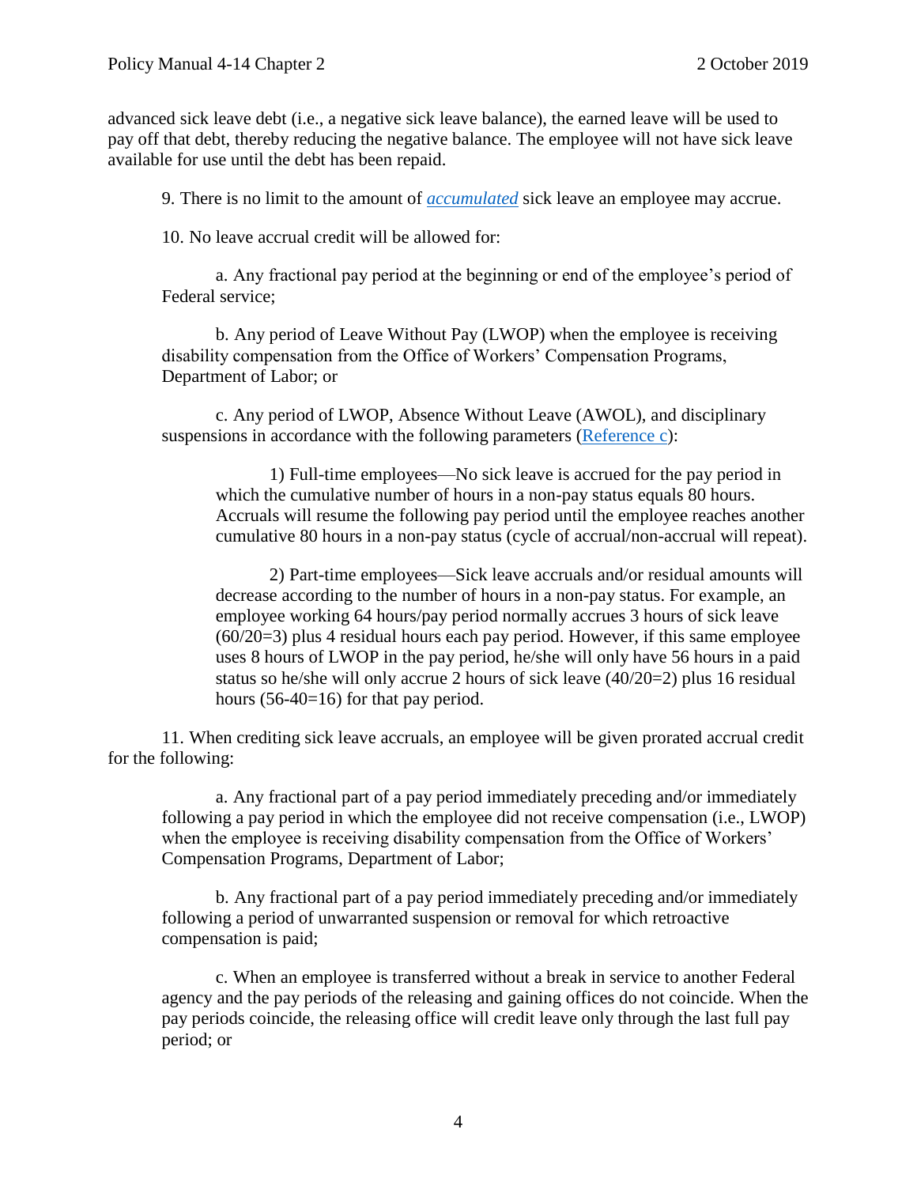advanced sick leave debt (i.e., a negative sick leave balance), the earned leave will be used to pay off that debt, thereby reducing the negative balance. The employee will not have sick leave available for use until the debt has been repaid.

9. There is no limit to the amount of *accumulated* sick leave an employee may accrue.

10. No leave accrual credit will be allowed for:

a. Any fractional pay period at the beginning or end of the employee's period of Federal service;

b. Any period of Leave Without Pay (LWOP) when the employee is receiving disability compensation from the Office of Workers' Compensation Programs, Department of Labor; or

c. Any period of LWOP, Absence Without Leave (AWOL), and disciplinary suspensions in accordance with the following parameters (Reference c):

1) Full-time employees—No sick leave is accrued for the pay period in which the cumulative number of hours in a non-pay status equals 80 hours. Accruals will resume the following pay period until the employee reaches another cumulative 80 hours in a non-pay status (cycle of accrual/non-accrual will repeat).

2) Part-time employees—Sick leave accruals and/or residual amounts will decrease according to the number of hours in a non-pay status. For example, an employee working 64 hours/pay period normally accrues 3 hours of sick leave (60/20=3) plus 4 residual hours each pay period. However, if this same employee uses 8 hours of LWOP in the pay period, he/she will only have 56 hours in a paid status so he/she will only accrue 2 hours of sick leave (40/20=2) plus 16 residual hours (56-40=16) for that pay period.

11. When crediting sick leave accruals, an employee will be given prorated accrual credit for the following:

a. Any fractional part of a pay period immediately preceding and/or immediately following a pay period in which the employee did not receive compensation (i.e., LWOP) when the employee is receiving disability compensation from the Office of Workers' Compensation Programs, Department of Labor;

b. Any fractional part of a pay period immediately preceding and/or immediately following a period of unwarranted suspension or removal for which retroactive compensation is paid;

c. When an employee is transferred without a break in service to another Federal agency and the pay periods of the releasing and gaining offices do not coincide. When the pay periods coincide, the releasing office will credit leave only through the last full pay period; or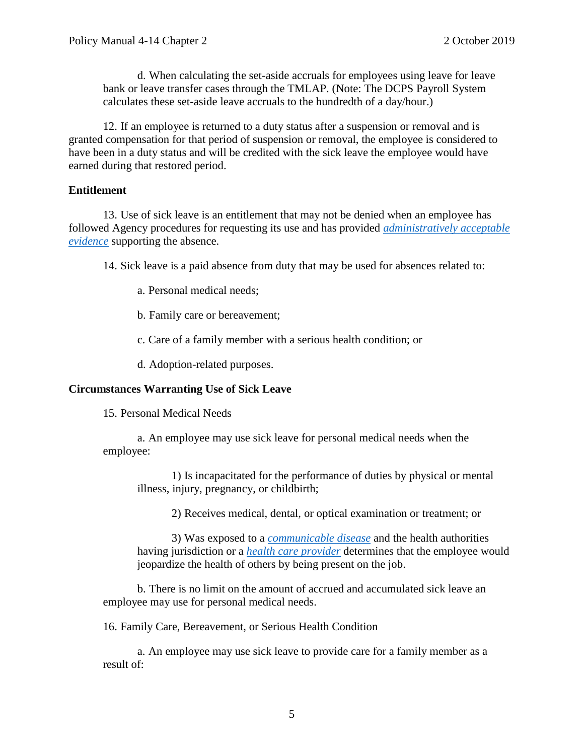d. When calculating the set-aside accruals for employees using leave for leave bank or leave transfer cases through the TMLAP. (Note: The DCPS Payroll System calculates these set-aside leave accruals to the hundredth of a day/hour.)

12. If an employee is returned to a duty status after a suspension or removal and is granted compensation for that period of suspension or removal, the employee is considered to have been in a duty status and will be credited with the sick leave the employee would have earned during that restored period.

**Entitlement**

13. Use of sick leave is an entitlement that may not be denied when an employee has followed Agency procedures for requesting its use and has provided *administratively acceptable evidence* supporting the absence.

14. Sick leave is a paid absence from duty that may be used for absences related to:

a. Personal medical needs;

b. Family care or bereavement;

c. Care of a family member with a serious health condition; or

d. Adoption-related purposes.

**Circumstances Warranting Use of Sick Leave**

15. Personal Medical Needs

a. An employee may use sick leave for personal medical needs when the employee:

1) Is incapacitated for the performance of duties by physical or mental illness, injury, pregnancy, or childbirth;

2) Receives medical, dental, or optical examination or treatment; or

3) Was exposed to a *communicable disease* and the health authorities having jurisdiction or a *health care provider* determines that the employee would jeopardize the health of others by being present on the job.

b. There is no limit on the amount of accrued and accumulated sick leave an employee may use for personal medical needs.

16. Family Care, Bereavement, or Serious Health Condition

a. An employee may use sick leave to provide care for a family member as a result of: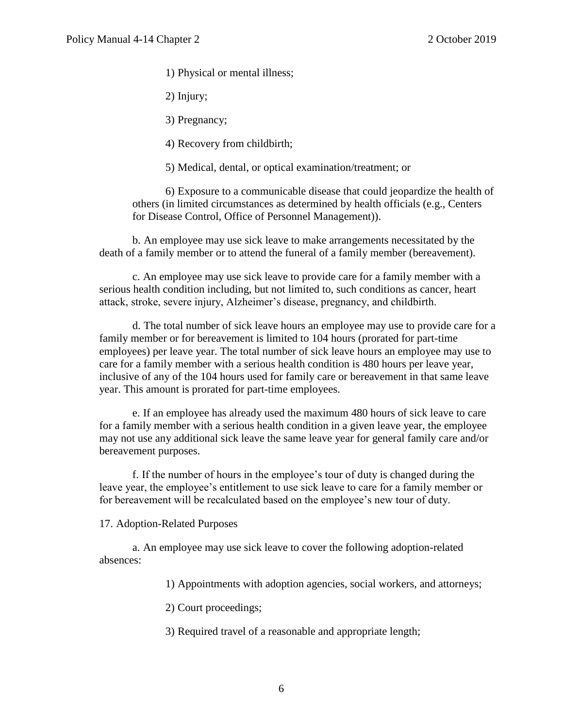1) Physical or mental illness;

2) Injury;

3) Pregnancy;

4) Recovery from childbirth;

5) Medical, dental, or optical examination/treatment; or

6) Exposure to a communicable disease that could jeopardize the health of others (in limited circumstances as determined by health officials (e.g., Centers for Disease Control, Office of Personnel Management)).

b. An employee may use sick leave to make arrangements necessitated by the death of a family member or to attend the funeral of a family member (bereavement).

c. An employee may use sick leave to provide care for a family member with a serious health condition including, but not limited to, such conditions as cancer, heart attack, stroke, severe injury, Alzheimer's disease, pregnancy, and childbirth.

d. The total number of sick leave hours an employee may use to provide care for a family member or for bereavement is limited to 104 hours (prorated for part-time employees) per leave year. The total number of sick leave hours an employee may use to care for a family member with a serious health condition is 480 hours per leave year, inclusive of any of the 104 hours used for family care or bereavement in that same leave year. This amount is prorated for part-time employees.

e. If an employee has already used the maximum 480 hours of sick leave to care for a family member with a serious health condition in a given leave year, the employee may not use any additional sick leave the same leave year for general family care and/or bereavement purposes.

f. If the number of hours in the employee's tour of duty is changed during the leave year, the employee's entitlement to use sick leave to care for a family member or for bereavement will be recalculated based on the employee's new tour of duty.

17. Adoption-Related Purposes

a. An employee may use sick leave to cover the following adoption-related absences:

1) Appointments with adoption agencies, social workers, and attorneys;

2) Court proceedings;

3) Required travel of a reasonable and appropriate length;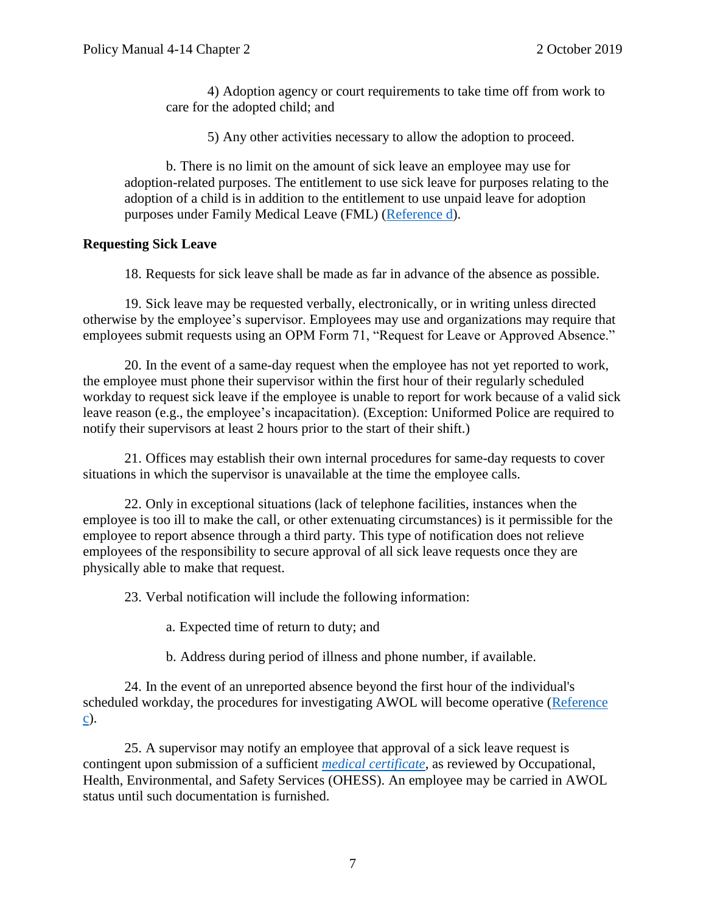4) Adoption agency or court requirements to take time off from work to care for the adopted child; and

5) Any other activities necessary to allow the adoption to proceed.

b. There is no limit on the amount of sick leave an employee may use for adoption-related purposes. The entitlement to use sick leave for purposes relating to the adoption of a child is in addition to the entitlement to use unpaid leave for adoption purposes under Family Medical Leave (FML) (Reference d).

**Requesting Sick Leave**

18. Requests for sick leave shall be made as far in advance of the absence as possible.

19. Sick leave may be requested verbally, electronically, or in writing unless directed otherwise by the employee's supervisor. Employees may use and organizations may require that employees submit requests using an OPM Form 71, "Request for Leave or Approved Absence."

20. In the event of a same-day request when the employee has not yet reported to work, the employee must phone their supervisor within the first hour of their regularly scheduled workday to request sick leave if the employee is unable to report for work because of a valid sick leave reason (e.g., the employee's incapacitation). (Exception: Uniformed Police are required to notify their supervisors at least 2 hours prior to the start of their shift.)

21. Offices may establish their own internal procedures for same-day requests to cover situations in which the supervisor is unavailable at the time the employee calls.

22. Only in exceptional situations (lack of telephone facilities, instances when the employee is too ill to make the call, or other extenuating circumstances) is it permissible for the employee to report absence through a third party. This type of notification does not relieve employees of the responsibility to secure approval of all sick leave requests once they are physically able to make that request.

23. Verbal notification will include the following information:

a. Expected time of return to duty; and

b. Address during period of illness and phone number, if available.

24. In the event of an unreported absence beyond the first hour of the individual's scheduled workday, the procedures for investigating AWOL will become operative (Reference c).

25. A supervisor may notify an employee that approval of a sick leave request is contingent upon submission of a sufficient *medical certificate*, as reviewed by Occupational, Health, Environmental, and Safety Services (OHESS). An employee may be carried in AWOL status until such documentation is furnished.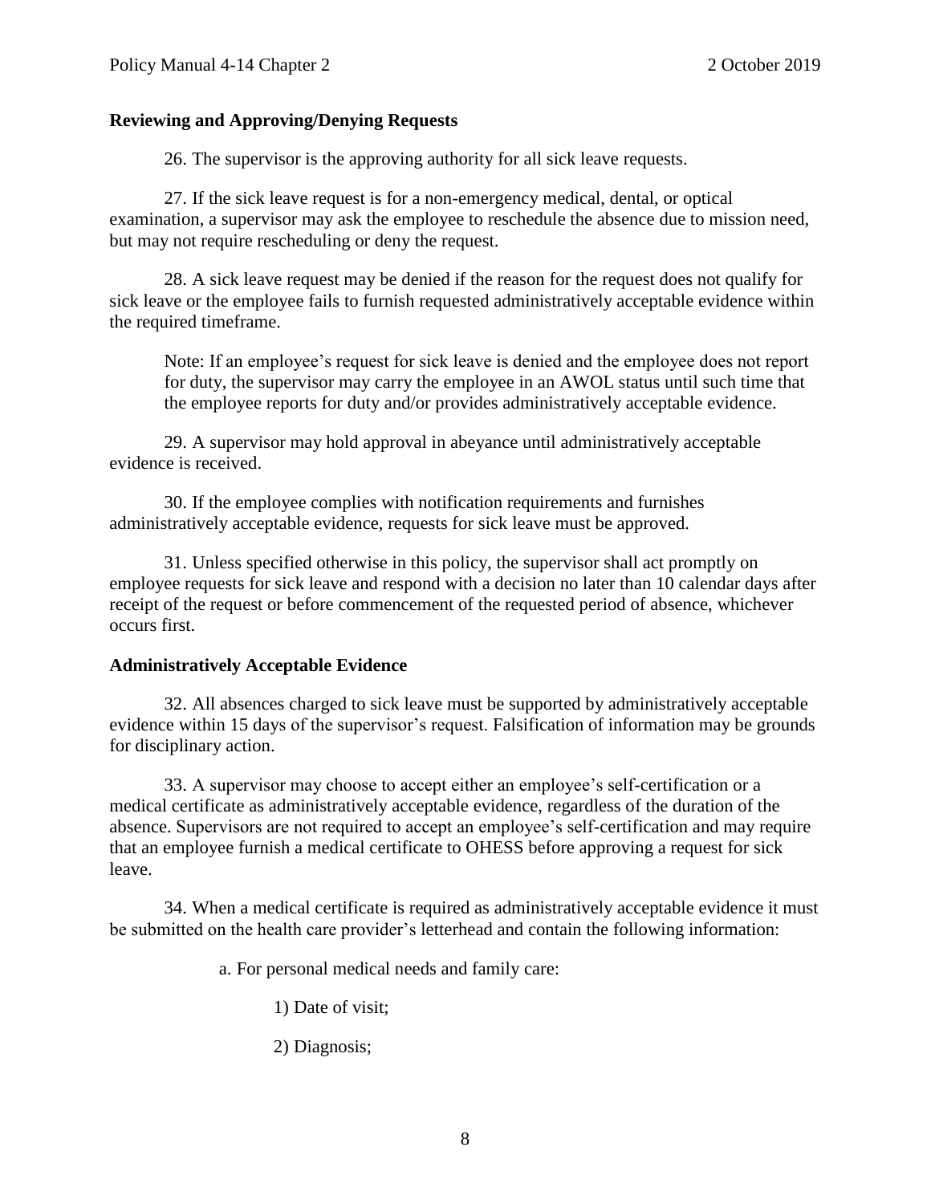## Reviewing and Approving/Denying Requests

26. The supervisor is the approving authority for all sick leave requests.

27. If the sick leave request is for a non-emergency medical, dental, or optical examination, a supervisor may ask the employee to reschedule the absence due to mission need, but may not require rescheduling or deny the request.

28. A sick leave request may be denied if the reason for the request does not qualify for sick leave or the employee fails to furnish requested administratively acceptable evidence within the required timeframe.

> Note: If an employee's request for sick leave is denied and the employee does not report for duty, the supervisor may carry the employee in an AWOL status until such time that the employee reports for duty and/or provides administratively acceptable evidence.

29. A supervisor may hold approval in abeyance until administratively acceptable evidence is received.

30. If the employee complies with notification requirements and furnishes administratively acceptable evidence, requests for sick leave must be approved.

31. Unless specified otherwise in this policy, the supervisor shall act promptly on employee requests for sick leave and respond with a decision no later than 10 calendar days after receipt of the request or before commencement of the requested period of absence, whichever occurs first.

## Administratively Acceptable Evidence

32. All absences charged to sick leave must be supported by administratively acceptable evidence within 15 days of the supervisor's request. Falsification of information may be grounds for disciplinary action.

33. A supervisor may choose to accept either an employee's self-certification or a medical certificate as administratively acceptable evidence, regardless of the duration of the absence. Supervisors are not required to accept an employee's self-certification and may require that an employee furnish a medical certificate to OHESS before approving a request for sick leave.

34. When a medical certificate is required as administratively acceptable evidence it must be submitted on the health care provider's letterhead and contain the following information:

a. For personal medical needs and family care:

1) Date of visit;

2) Diagnosis;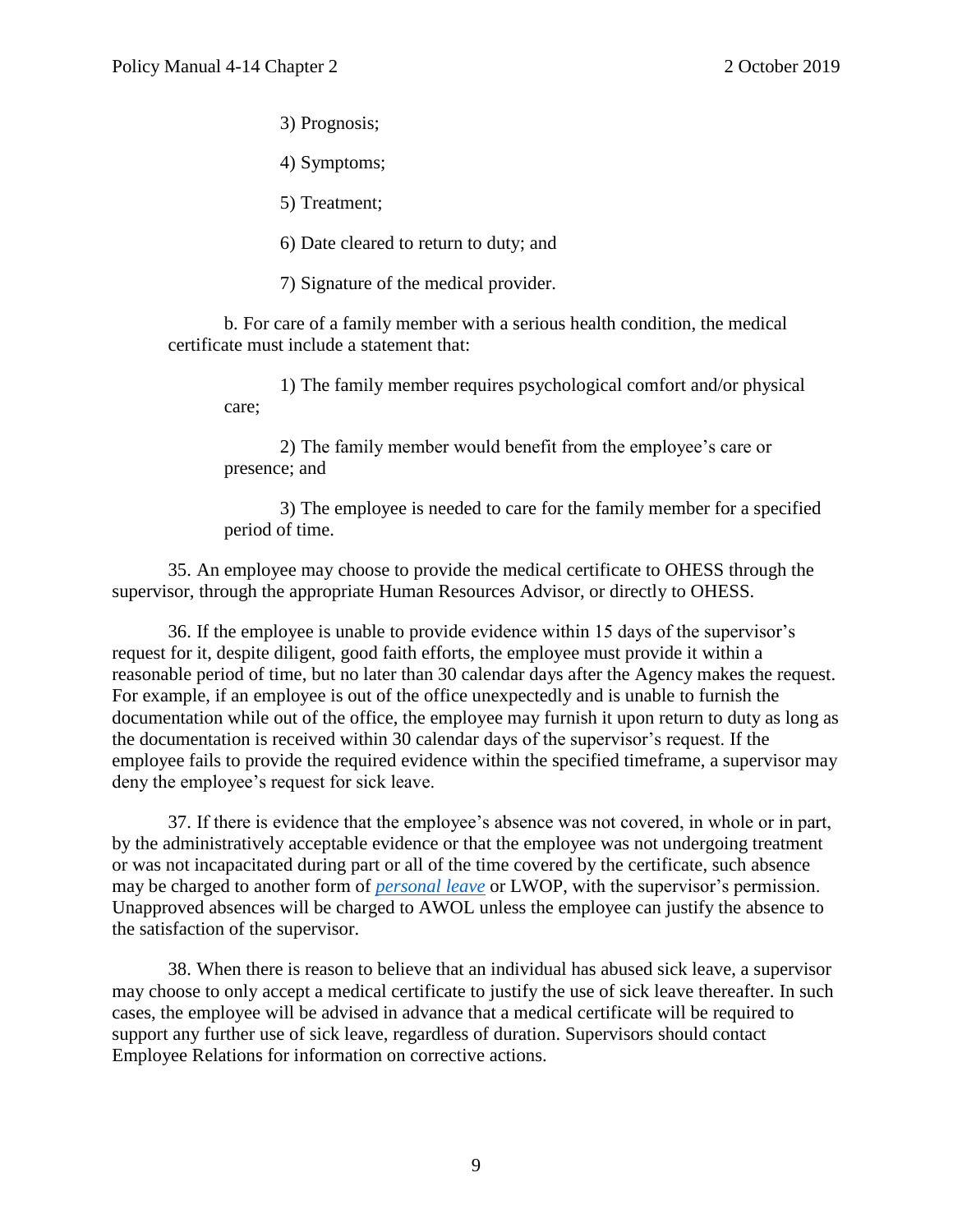3) Prognosis;

4) Symptoms;

5) Treatment;

6) Date cleared to return to duty; and

7) Signature of the medical provider.

b. For care of a family member with a serious health condition, the medical certificate must include a statement that:

1) The family member requires psychological comfort and/or physical care;

2) The family member would benefit from the employee's care or presence; and

3) The employee is needed to care for the family member for a specified period of time.

35. An employee may choose to provide the medical certificate to OHESS through the supervisor, through the appropriate Human Resources Advisor, or directly to OHESS.

36. If the employee is unable to provide evidence within 15 days of the supervisor's request for it, despite diligent, good faith efforts, the employee must provide it within a reasonable period of time, but no later than 30 calendar days after the Agency makes the request. For example, if an employee is out of the office unexpectedly and is unable to furnish the documentation while out of the office, the employee may furnish it upon return to duty as long as the documentation is received within 30 calendar days of the supervisor's request. If the employee fails to provide the required evidence within the specified timeframe, a supervisor may deny the employee's request for sick leave.

37. If there is evidence that the employee's absence was not covered, in whole or in part, by the administratively acceptable evidence or that the employee was not undergoing treatment or was not incapacitated during part or all of the time covered by the certificate, such absence may be charged to another form of *personal leave* or LWOP, with the supervisor's permission. Unapproved absences will be charged to AWOL unless the employee can justify the absence to the satisfaction of the supervisor.

38. When there is reason to believe that an individual has abused sick leave, a supervisor may choose to only accept a medical certificate to justify the use of sick leave thereafter. In such cases, the employee will be advised in advance that a medical certificate will be required to support any further use of sick leave, regardless of duration. Supervisors should contact Employee Relations for information on corrective actions.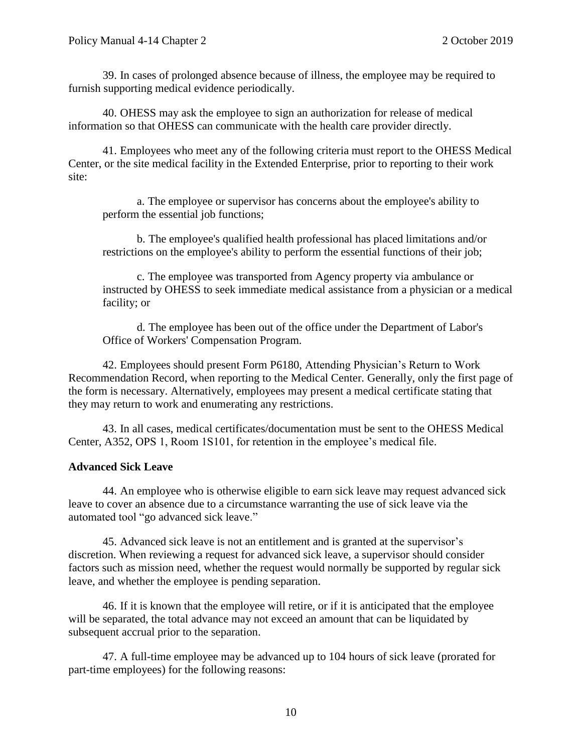39. In cases of prolonged absence because of illness, the employee may be required to furnish supporting medical evidence periodically.

40. OHESS may ask the employee to sign an authorization for release of medical information so that OHESS can communicate with the health care provider directly.

41. Employees who meet any of the following criteria must report to the OHESS Medical Center, or the site medical facility in the Extended Enterprise, prior to reporting to their work site:

a. The employee or supervisor has concerns about the employee's ability to perform the essential job functions;

b. The employee's qualified health professional has placed limitations and/or restrictions on the employee's ability to perform the essential functions of their job;

c. The employee was transported from Agency property via ambulance or instructed by OHESS to seek immediate medical assistance from a physician or a medical facility; or

d. The employee has been out of the office under the Department of Labor's Office of Workers' Compensation Program.

42. Employees should present Form P6180, Attending Physician's Return to Work Recommendation Record, when reporting to the Medical Center. Generally, only the first page of the form is necessary. Alternatively, employees may present a medical certificate stating that they may return to work and enumerating any restrictions.

43. In all cases, medical certificates/documentation must be sent to the OHESS Medical Center, A352, OPS 1, Room 1S101, for retention in the employee's medical file.

**Advanced Sick Leave**

44. An employee who is otherwise eligible to earn sick leave may request advanced sick leave to cover an absence due to a circumstance warranting the use of sick leave via the automated tool "go advanced sick leave."

45. Advanced sick leave is not an entitlement and is granted at the supervisor's discretion. When reviewing a request for advanced sick leave, a supervisor should consider factors such as mission need, whether the request would normally be supported by regular sick leave, and whether the employee is pending separation.

46. If it is known that the employee will retire, or if it is anticipated that the employee will be separated, the total advance may not exceed an amount that can be liquidated by subsequent accrual prior to the separation.

47. A full-time employee may be advanced up to 104 hours of sick leave (prorated for part-time employees) for the following reasons: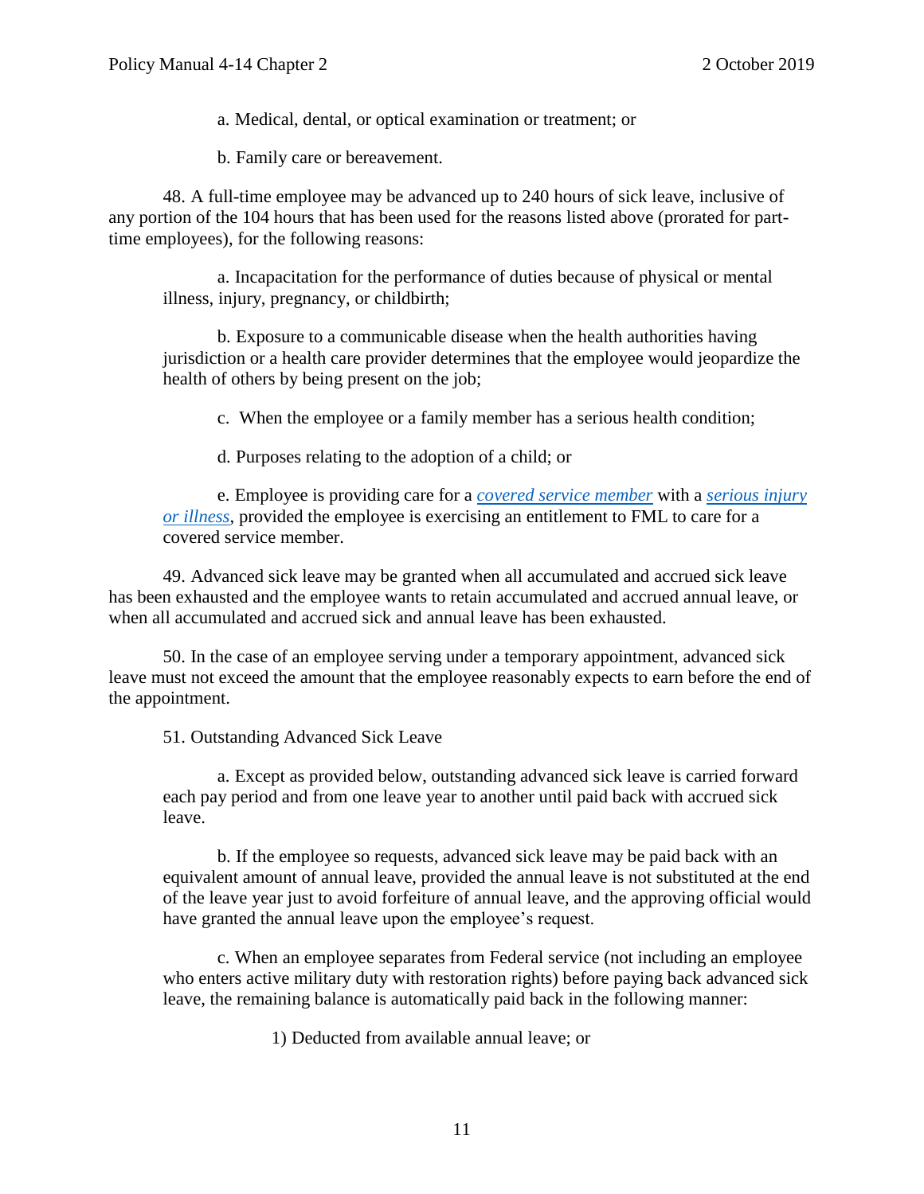a. Medical, dental, or optical examination or treatment; or

b. Family care or bereavement.

48. A full-time employee may be advanced up to 240 hours of sick leave, inclusive of any portion of the 104 hours that has been used for the reasons listed above (prorated for part-time employees), for the following reasons:

a. Incapacitation for the performance of duties because of physical or mental illness, injury, pregnancy, or childbirth;

b. Exposure to a communicable disease when the health authorities having jurisdiction or a health care provider determines that the employee would jeopardize the health of others by being present on the job;

c. When the employee or a family member has a serious health condition;

d. Purposes relating to the adoption of a child; or

e. Employee is providing care for a *covered service member* with a *serious injury or illness*, provided the employee is exercising an entitlement to FML to care for a covered service member.

49. Advanced sick leave may be granted when all accumulated and accrued sick leave has been exhausted and the employee wants to retain accumulated and accrued annual leave, or when all accumulated and accrued sick and annual leave has been exhausted.

50. In the case of an employee serving under a temporary appointment, advanced sick leave must not exceed the amount that the employee reasonably expects to earn before the end of the appointment.

51. Outstanding Advanced Sick Leave

a. Except as provided below, outstanding advanced sick leave is carried forward each pay period and from one leave year to another until paid back with accrued sick leave.

b. If the employee so requests, advanced sick leave may be paid back with an equivalent amount of annual leave, provided the annual leave is not substituted at the end of the leave year just to avoid forfeiture of annual leave, and the approving official would have granted the annual leave upon the employee's request.

c. When an employee separates from Federal service (not including an employee who enters active military duty with restoration rights) before paying back advanced sick leave, the remaining balance is automatically paid back in the following manner:

1) Deducted from available annual leave; or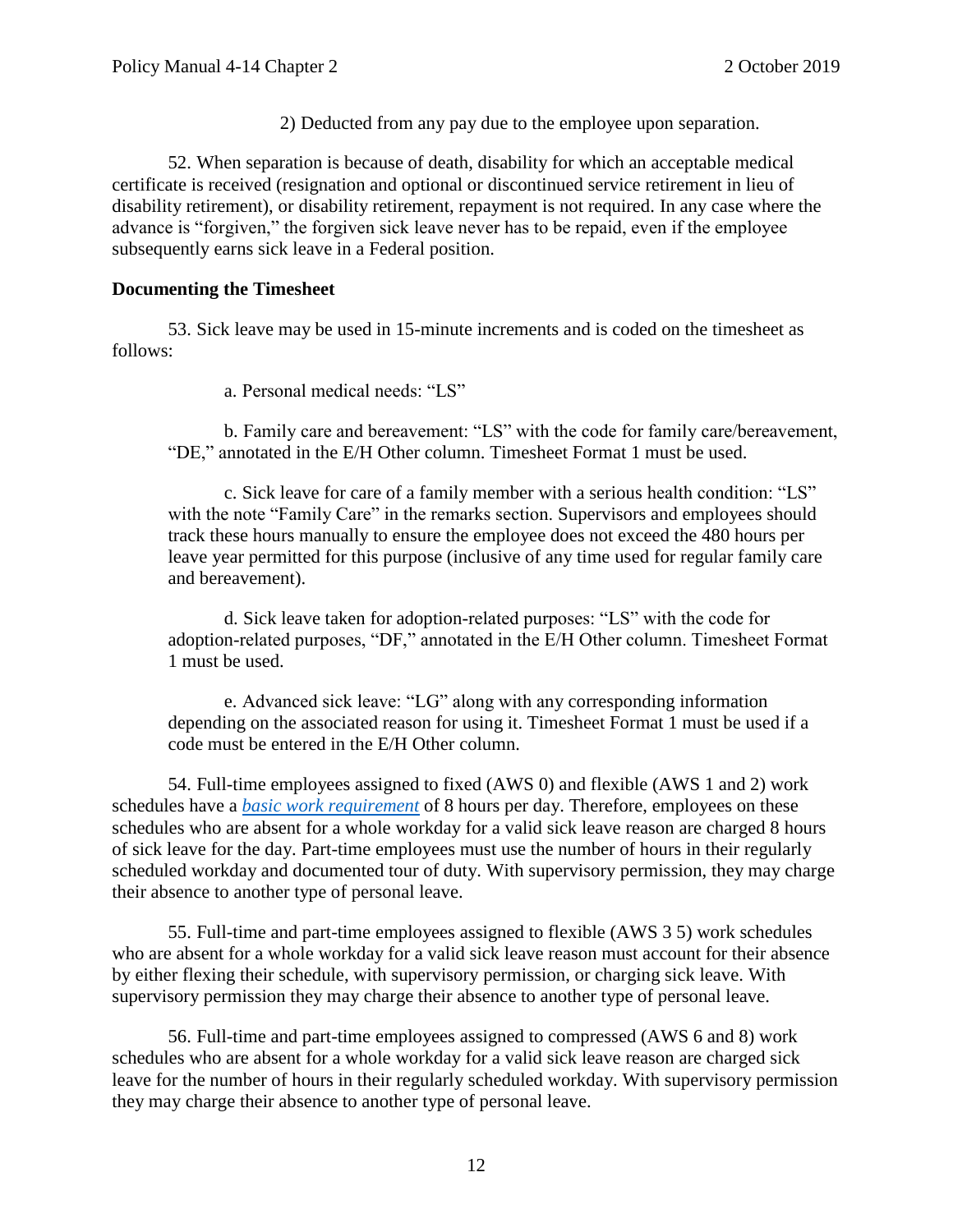2) Deducted from any pay due to the employee upon separation.

52. When separation is because of death, disability for which an acceptable medical certificate is received (resignation and optional or discontinued service retirement in lieu of disability retirement), or disability retirement, repayment is not required. In any case where the advance is "forgiven," the forgiven sick leave never has to be repaid, even if the employee subsequently earns sick leave in a Federal position.

**Documenting the Timesheet**

53. Sick leave may be used in 15-minute increments and is coded on the timesheet as follows:

a. Personal medical needs: "LS"

b. Family care and bereavement: "LS" with the code for family care/bereavement, "DE," annotated in the E/H Other column. Timesheet Format 1 must be used.

c. Sick leave for care of a family member with a serious health condition: "LS" with the note "Family Care" in the remarks section. Supervisors and employees should track these hours manually to ensure the employee does not exceed the 480 hours per leave year permitted for this purpose (inclusive of any time used for regular family care and bereavement).

d. Sick leave taken for adoption-related purposes: "LS" with the code for adoption-related purposes, "DF," annotated in the E/H Other column. Timesheet Format 1 must be used.

e. Advanced sick leave: "LG" along with any corresponding information depending on the associated reason for using it. Timesheet Format 1 must be used if a code must be entered in the E/H Other column.

54. Full-time employees assigned to fixed (AWS 0) and flexible (AWS 1 and 2) work schedules have a *basic work requirement* of 8 hours per day. Therefore, employees on these schedules who are absent for a whole workday for a valid sick leave reason are charged 8 hours of sick leave for the day. Part-time employees must use the number of hours in their regularly scheduled workday and documented tour of duty. With supervisory permission, they may charge their absence to another type of personal leave.

55. Full-time and part-time employees assigned to flexible (AWS 3 5) work schedules who are absent for a whole workday for a valid sick leave reason must account for their absence by either flexing their schedule, with supervisory permission, or charging sick leave. With supervisory permission they may charge their absence to another type of personal leave.

56. Full-time and part-time employees assigned to compressed (AWS 6 and 8) work schedules who are absent for a whole workday for a valid sick leave reason are charged sick leave for the number of hours in their regularly scheduled workday. With supervisory permission they may charge their absence to another type of personal leave.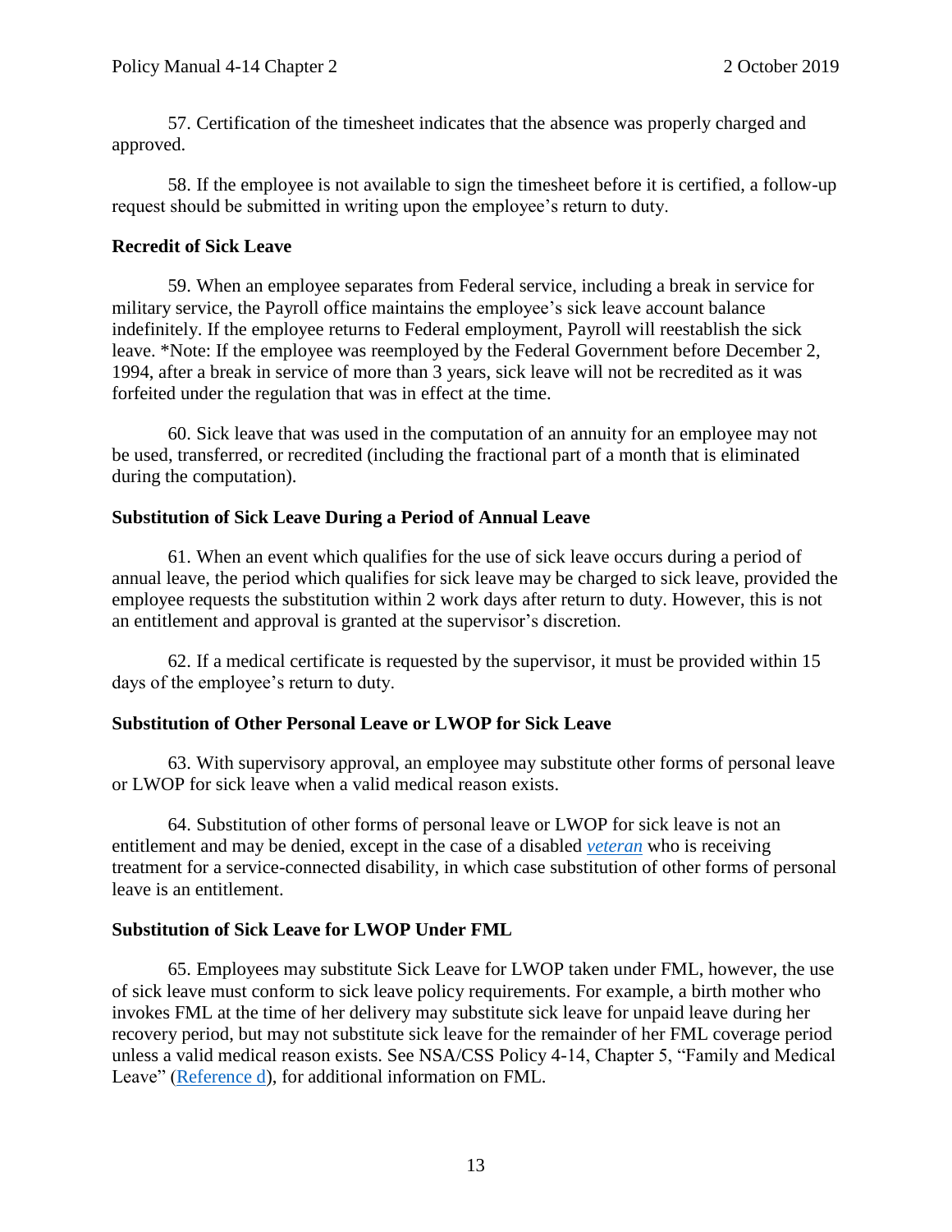57. Certification of the timesheet indicates that the absence was properly charged and approved.

58. If the employee is not available to sign the timesheet before it is certified, a follow-up request should be submitted in writing upon the employee's return to duty.

**Recredit of Sick Leave**

59. When an employee separates from Federal service, including a break in service for military service, the Payroll office maintains the employee's sick leave account balance indefinitely. If the employee returns to Federal employment, Payroll will reestablish the sick leave. *Note: If the employee was reemployed by the Federal Government before December 2, 1994, after a break in service of more than 3 years, sick leave will not be recredited as it was forfeited under the regulation that was in effect at the time.

60. Sick leave that was used in the computation of an annuity for an employee may not be used, transferred, or recredited (including the fractional part of a month that is eliminated during the computation).

**Substitution of Sick Leave During a Period of Annual Leave**

61. When an event which qualifies for the use of sick leave occurs during a period of annual leave, the period which qualifies for sick leave may be charged to sick leave, provided the employee requests the substitution within 2 work days after return to duty. However, this is not an entitlement and approval is granted at the supervisor's discretion.

62. If a medical certificate is requested by the supervisor, it must be provided within 15 days of the employee's return to duty.

**Substitution of Other Personal Leave or LWOP for Sick Leave**

63. With supervisory approval, an employee may substitute other forms of personal leave or LWOP for sick leave when a valid medical reason exists.

64. Substitution of other forms of personal leave or LWOP for sick leave is not an entitlement and may be denied, except in the case of a disabled *veteran* who is receiving treatment for a service-connected disability, in which case substitution of other forms of personal leave is an entitlement.

**Substitution of Sick Leave for LWOP Under FML**

65. Employees may substitute Sick Leave for LWOP taken under FML, however, the use of sick leave must conform to sick leave policy requirements. For example, a birth mother who invokes FML at the time of her delivery may substitute sick leave for unpaid leave during her recovery period, but may not substitute sick leave for the remainder of her FML coverage period unless a valid medical reason exists. See NSA/CSS Policy 4-14, Chapter 5, "Family and Medical Leave" (Reference d), for additional information on FML.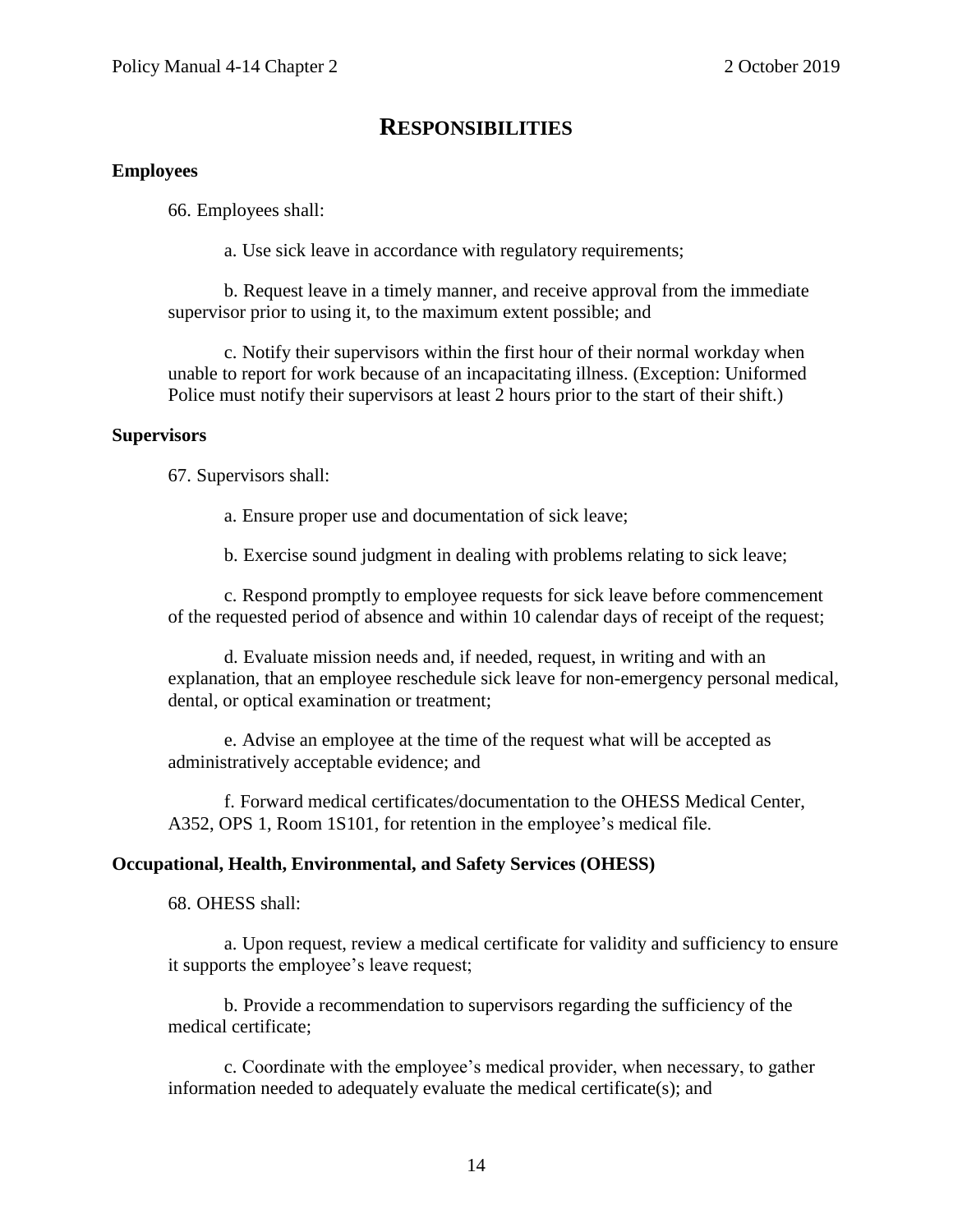# RESPONSIBILITIES

**Employees**

66. Employees shall:

a. Use sick leave in accordance with regulatory requirements;

b. Request leave in a timely manner, and receive approval from the immediate supervisor prior to using it, to the maximum extent possible; and

c. Notify their supervisors within the first hour of their normal workday when unable to report for work because of an incapacitating illness. (Exception: Uniformed Police must notify their supervisors at least 2 hours prior to the start of their shift.)

**Supervisors**

67. Supervisors shall:

a. Ensure proper use and documentation of sick leave;

b. Exercise sound judgment in dealing with problems relating to sick leave;

c. Respond promptly to employee requests for sick leave before commencement of the requested period of absence and within 10 calendar days of receipt of the request;

d. Evaluate mission needs and, if needed, request, in writing and with an explanation, that an employee reschedule sick leave for non-emergency personal medical, dental, or optical examination or treatment;

e. Advise an employee at the time of the request what will be accepted as administratively acceptable evidence; and

f. Forward medical certificates/documentation to the OHESS Medical Center, A352, OPS 1, Room 1S101, for retention in the employee's medical file.

**Occupational, Health, Environmental, and Safety Services (OHESS)**

68. OHESS shall:

a. Upon request, review a medical certificate for validity and sufficiency to ensure it supports the employee's leave request;

b. Provide a recommendation to supervisors regarding the sufficiency of the medical certificate;

c. Coordinate with the employee's medical provider, when necessary, to gather information needed to adequately evaluate the medical certificate(s); and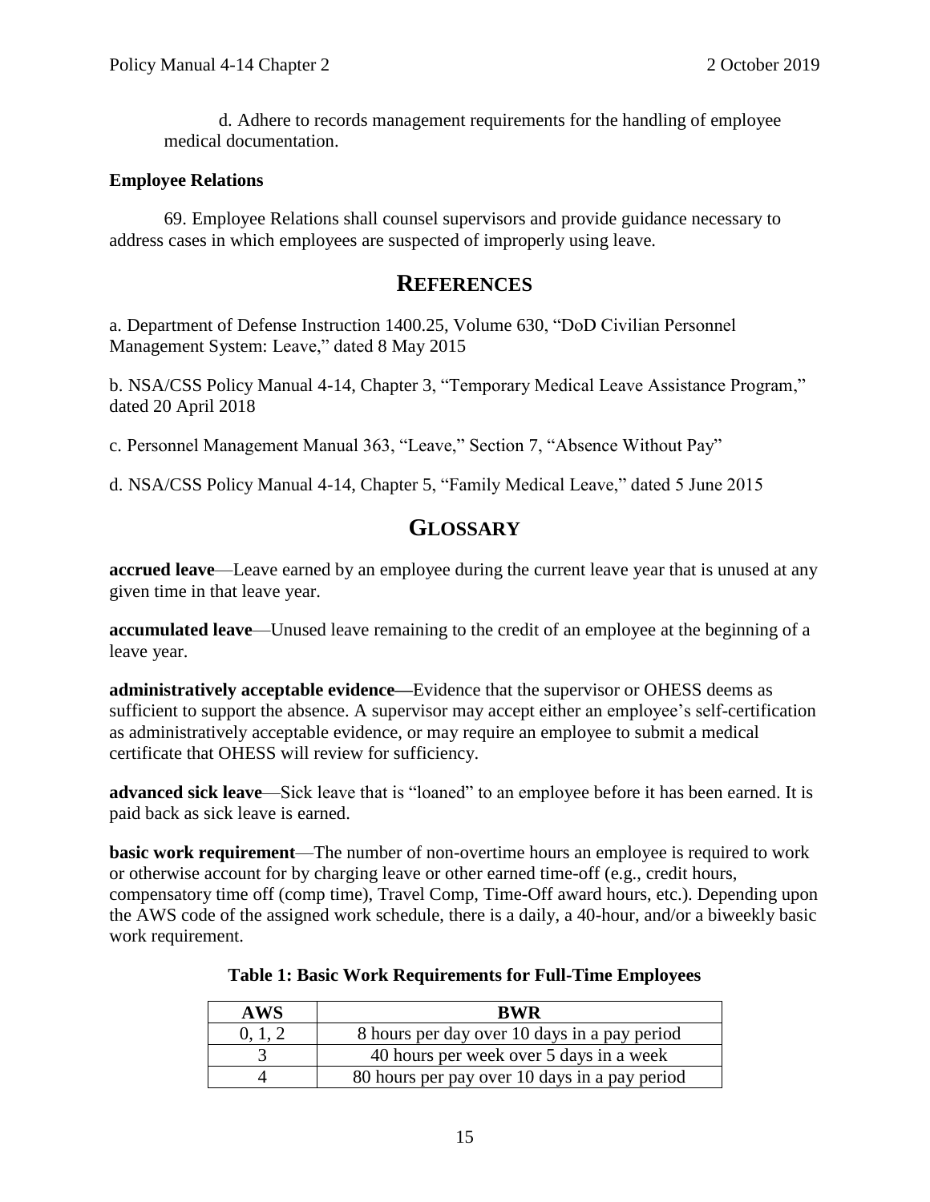d. Adhere to records management requirements for the handling of employee medical documentation.

**Employee Relations**

69. Employee Relations shall counsel supervisors and provide guidance necessary to address cases in which employees are suspected of improperly using leave.

## REFERENCES

a. Department of Defense Instruction 1400.25, Volume 630, "DoD Civilian Personnel Management System: Leave," dated 8 May 2015

b. NSA/CSS Policy Manual 4-14, Chapter 3, "Temporary Medical Leave Assistance Program," dated 20 April 2018

c. Personnel Management Manual 363, "Leave," Section 7, "Absence Without Pay"

d. NSA/CSS Policy Manual 4-14, Chapter 5, "Family Medical Leave," dated 5 June 2015

## GLOSSARY

**accrued leave**—Leave earned by an employee during the current leave year that is unused at any given time in that leave year.

**accumulated leave**—Unused leave remaining to the credit of an employee at the beginning of a leave year.

**administratively acceptable evidence—**Evidence that the supervisor or OHESS deems as sufficient to support the absence. A supervisor may accept either an employee's self-certification as administratively acceptable evidence, or may require an employee to submit a medical certificate that OHESS will review for sufficiency.

**advanced sick leave**—Sick leave that is "loaned" to an employee before it has been earned. It is paid back as sick leave is earned.

**basic work requirement**—The number of non-overtime hours an employee is required to work or otherwise account for by charging leave or other earned time-off (e.g., credit hours, compensatory time off (comp time), Travel Comp, Time-Off award hours, etc.). Depending upon the AWS code of the assigned work schedule, there is a daily, a 40-hour, and/or a biweekly basic work requirement.

**Table 1: Basic Work Requirements for Full-Time Employees**

| AWS | BWR |
|---|---|
| 0, 1, 2 | 8 hours per day over 10 days in a pay period |
| 3 | 40 hours per week over 5 days in a week |
| 4 | 80 hours per pay over 10 days in a pay period |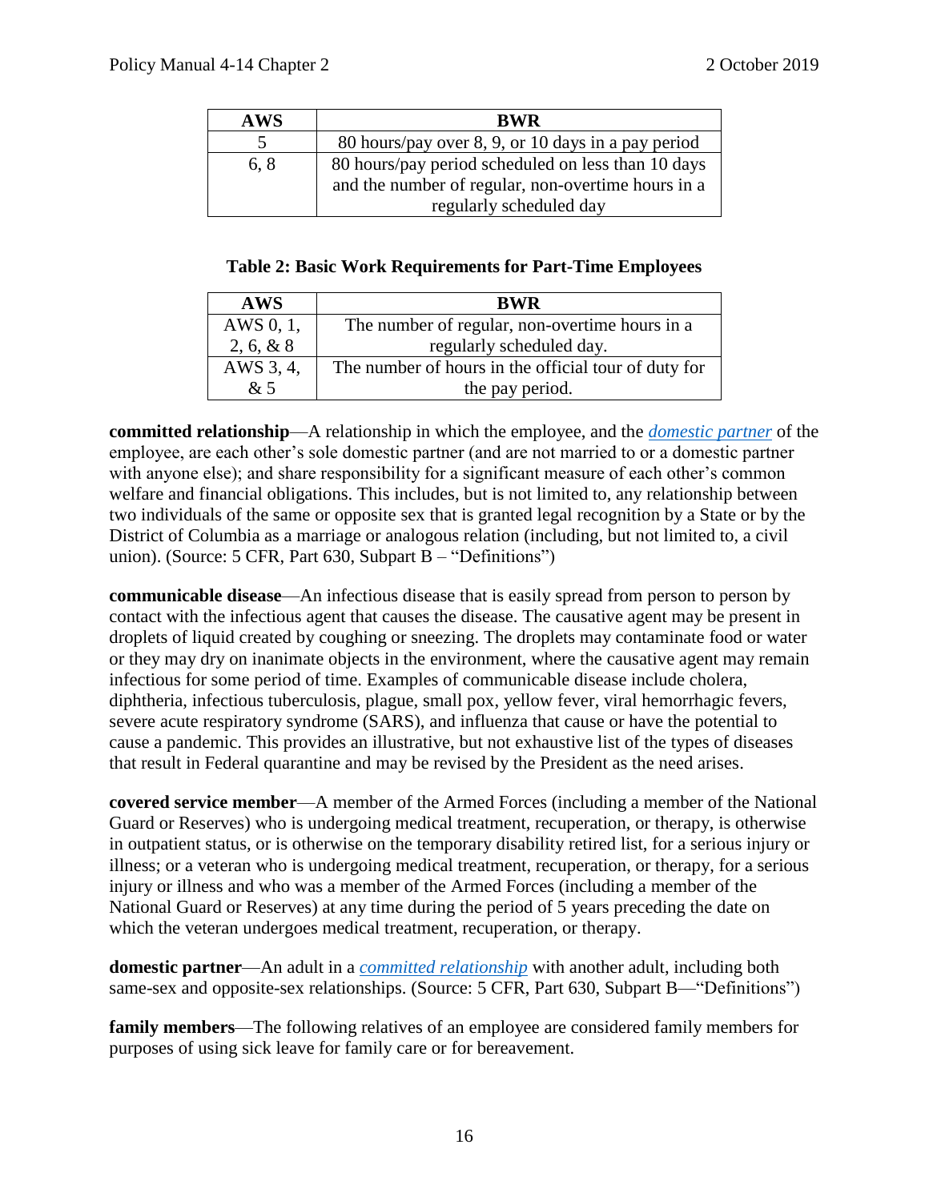| AWS | BWR |
|---|---|
| 5 | 80 hours/pay over 8, 9, or 10 days in a pay period |
| 6, 8 | 80 hours/pay period scheduled on less than 10 days and the number of regular, non-overtime hours in a regularly scheduled day |

**Table 2: Basic Work Requirements for Part-Time Employees**

| AWS | BWR |
|---|---|
| AWS 0, 1, 2, 6, & 8 | The number of regular, non-overtime hours in a regularly scheduled day. |
| AWS 3, 4, & 5 | The number of hours in the official tour of duty for the pay period. |

**committed relationship**—A relationship in which the employee, and the *domestic partner* of the employee, are each other's sole domestic partner (and are not married to or a domestic partner with anyone else); and share responsibility for a significant measure of each other's common welfare and financial obligations. This includes, but is not limited to, any relationship between two individuals of the same or opposite sex that is granted legal recognition by a State or by the District of Columbia as a marriage or analogous relation (including, but not limited to, a civil union). (Source: 5 CFR, Part 630, Subpart B – "Definitions")

**communicable disease**—An infectious disease that is easily spread from person to person by contact with the infectious agent that causes the disease. The causative agent may be present in droplets of liquid created by coughing or sneezing. The droplets may contaminate food or water or they may dry on inanimate objects in the environment, where the causative agent may remain infectious for some period of time. Examples of communicable disease include cholera, diphtheria, infectious tuberculosis, plague, small pox, yellow fever, viral hemorrhagic fevers, severe acute respiratory syndrome (SARS), and influenza that cause or have the potential to cause a pandemic. This provides an illustrative, but not exhaustive list of the types of diseases that result in Federal quarantine and may be revised by the President as the need arises.

**covered service member**—A member of the Armed Forces (including a member of the National Guard or Reserves) who is undergoing medical treatment, recuperation, or therapy, is otherwise in outpatient status, or is otherwise on the temporary disability retired list, for a serious injury or illness; or a veteran who is undergoing medical treatment, recuperation, or therapy, for a serious injury or illness and who was a member of the Armed Forces (including a member of the National Guard or Reserves) at any time during the period of 5 years preceding the date on which the veteran undergoes medical treatment, recuperation, or therapy.

**domestic partner**—An adult in a *committed relationship* with another adult, including both same-sex and opposite-sex relationships. (Source: 5 CFR, Part 630, Subpart B—"Definitions")

**family members**—The following relatives of an employee are considered family members for purposes of using sick leave for family care or for bereavement.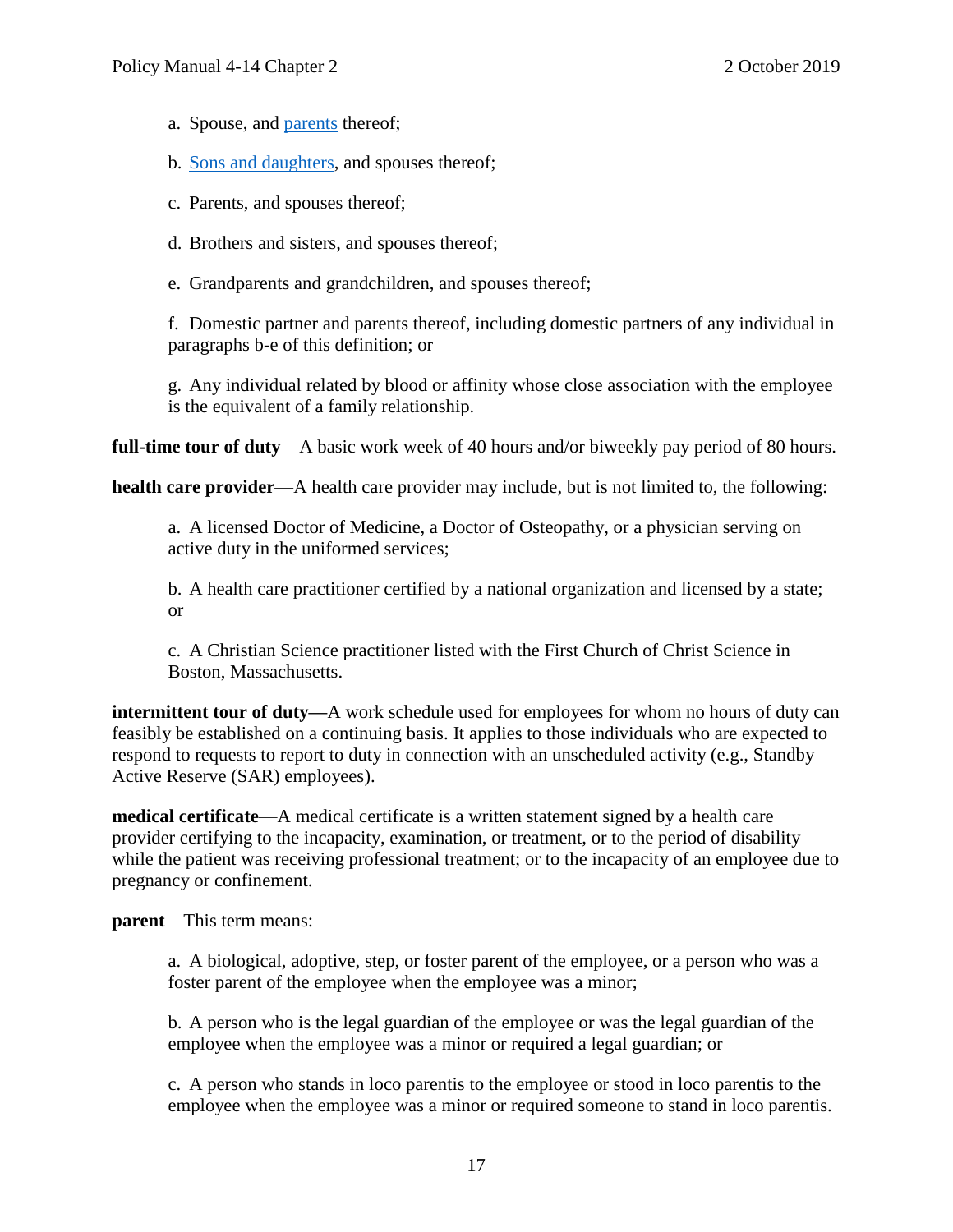a. Spouse, and parents thereof;

b. Sons and daughters, and spouses thereof;

c. Parents, and spouses thereof;

d. Brothers and sisters, and spouses thereof;

e. Grandparents and grandchildren, and spouses thereof;

f. Domestic partner and parents thereof, including domestic partners of any individual in paragraphs b-e of this definition; or

g. Any individual related by blood or affinity whose close association with the employee is the equivalent of a family relationship.

**full-time tour of duty**—A basic work week of 40 hours and/or biweekly pay period of 80 hours.

**health care provider**—A health care provider may include, but is not limited to, the following:

a. A licensed Doctor of Medicine, a Doctor of Osteopathy, or a physician serving on active duty in the uniformed services;

b. A health care practitioner certified by a national organization and licensed by a state; or

c. A Christian Science practitioner listed with the First Church of Christ Science in Boston, Massachusetts.

**intermittent tour of duty—**A work schedule used for employees for whom no hours of duty can feasibly be established on a continuing basis. It applies to those individuals who are expected to respond to requests to report to duty in connection with an unscheduled activity (e.g., Standby Active Reserve (SAR) employees).

**medical certificate**—A medical certificate is a written statement signed by a health care provider certifying to the incapacity, examination, or treatment, or to the period of disability while the patient was receiving professional treatment; or to the incapacity of an employee due to pregnancy or confinement.

**parent**—This term means:

a. A biological, adoptive, step, or foster parent of the employee, or a person who was a foster parent of the employee when the employee was a minor;

b. A person who is the legal guardian of the employee or was the legal guardian of the employee when the employee was a minor or required a legal guardian; or

c. A person who stands in loco parentis to the employee or stood in loco parentis to the employee when the employee was a minor or required someone to stand in loco parentis.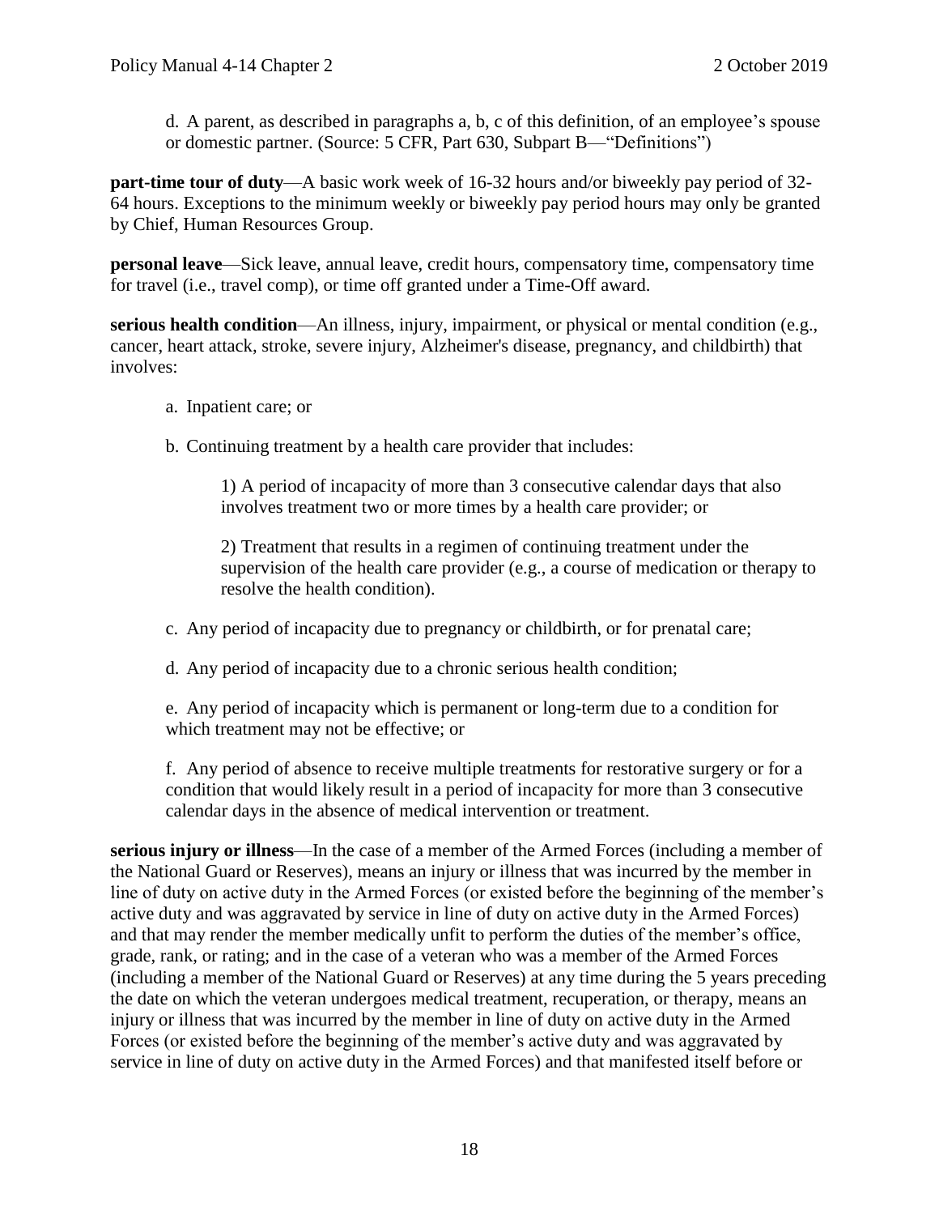d. A parent, as described in paragraphs a, b, c of this definition, of an employee's spouse or domestic partner. (Source: 5 CFR, Part 630, Subpart B—"Definitions")

**part-time tour of duty**—A basic work week of 16-32 hours and/or biweekly pay period of 32-64 hours. Exceptions to the minimum weekly or biweekly pay period hours may only be granted by Chief, Human Resources Group.

**personal leave**—Sick leave, annual leave, credit hours, compensatory time, compensatory time for travel (i.e., travel comp), or time off granted under a Time-Off award.

**serious health condition**—An illness, injury, impairment, or physical or mental condition (e.g., cancer, heart attack, stroke, severe injury, Alzheimer's disease, pregnancy, and childbirth) that involves:

a. Inpatient care; or

b. Continuing treatment by a health care provider that includes:

1) A period of incapacity of more than 3 consecutive calendar days that also involves treatment two or more times by a health care provider; or

2) Treatment that results in a regimen of continuing treatment under the supervision of the health care provider (e.g., a course of medication or therapy to resolve the health condition).

c. Any period of incapacity due to pregnancy or childbirth, or for prenatal care;

d. Any period of incapacity due to a chronic serious health condition;

e. Any period of incapacity which is permanent or long-term due to a condition for which treatment may not be effective; or

f. Any period of absence to receive multiple treatments for restorative surgery or for a condition that would likely result in a period of incapacity for more than 3 consecutive calendar days in the absence of medical intervention or treatment.

**serious injury or illness**—In the case of a member of the Armed Forces (including a member of the National Guard or Reserves), means an injury or illness that was incurred by the member in line of duty on active duty in the Armed Forces (or existed before the beginning of the member's active duty and was aggravated by service in line of duty on active duty in the Armed Forces) and that may render the member medically unfit to perform the duties of the member's office, grade, rank, or rating; and in the case of a veteran who was a member of the Armed Forces (including a member of the National Guard or Reserves) at any time during the 5 years preceding the date on which the veteran undergoes medical treatment, recuperation, or therapy, means an injury or illness that was incurred by the member in line of duty on active duty in the Armed Forces (or existed before the beginning of the member's active duty and was aggravated by service in line of duty on active duty in the Armed Forces) and that manifested itself before or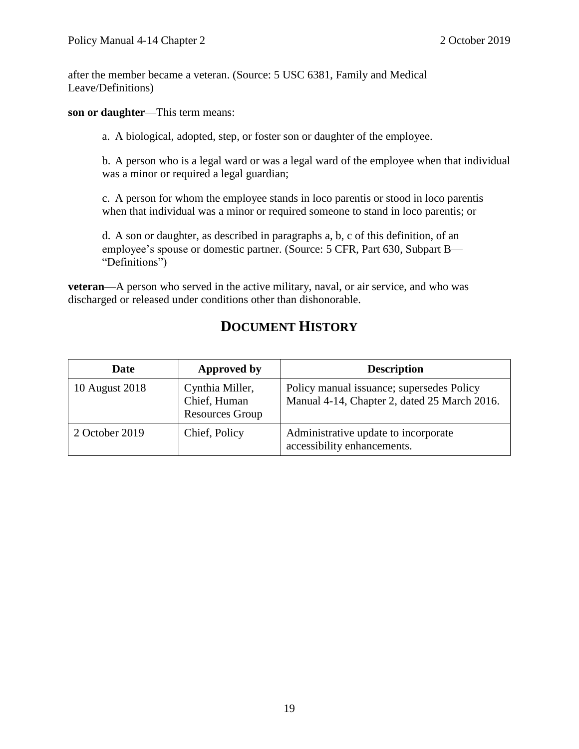after the member became a veteran. (Source: 5 USC 6381, Family and Medical Leave/Definitions)

**son or daughter**—This term means:

a. A biological, adopted, step, or foster son or daughter of the employee.

b. A person who is a legal ward or was a legal ward of the employee when that individual was a minor or required a legal guardian;

c. A person for whom the employee stands in loco parentis or stood in loco parentis when that individual was a minor or required someone to stand in loco parentis; or

d. A son or daughter, as described in paragraphs a, b, c of this definition, of an employee's spouse or domestic partner. (Source: 5 CFR, Part 630, Subpart B—"Definitions")

**veteran**—A person who served in the active military, naval, or air service, and who was discharged or released under conditions other than dishonorable.

## DOCUMENT HISTORY

| Date | Approved by | Description |
|---|---|---|
| 10 August 2018 | Cynthia Miller, Chief, Human Resources Group | Policy manual issuance; supersedes Policy Manual 4-14, Chapter 2, dated 25 March 2016. |
| 2 October 2019 | Chief, Policy | Administrative update to incorporate accessibility enhancements. |